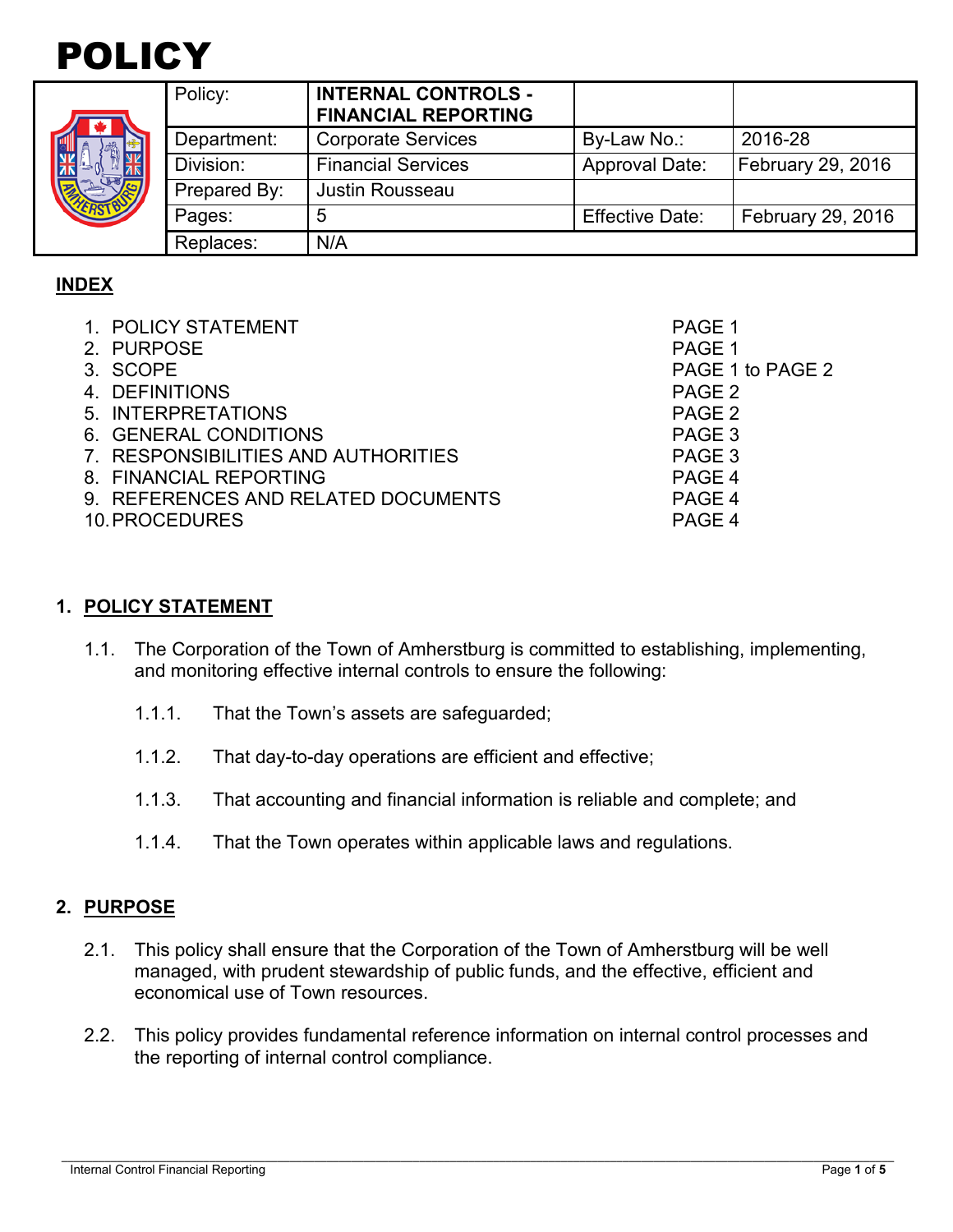# POLICY

| | Policy: | **INTERNAL CONTROLS - FINANCIAL REPORTING** | | |
|---|---|---|---|---|
| | Department: | Corporate Services | By-Law No.: | 2016-28 |
| | Division: | Financial Services | Approval Date: | February 29, 2016 |
| | Prepared By: | Justin Rousseau | | |
| | Pages: | 5 | Effective Date: | February 29, 2016 |
| | Replaces: | N/A | | |

## INDEX

| | |
|---|---|
| 1. POLICY STATEMENT | PAGE 1 |
| 2. PURPOSE | PAGE 1 |
| 3. SCOPE | PAGE 1 to PAGE 2 |
| 4. DEFINITIONS | PAGE 2 |
| 5. INTERPRETATIONS | PAGE 2 |
| 6. GENERAL CONDITIONS | PAGE 3 |
| 7. RESPONSIBILITIES AND AUTHORITIES | PAGE 3 |
| 8. FINANCIAL REPORTING | PAGE 4 |
| 9. REFERENCES AND RELATED DOCUMENTS | PAGE 4 |
| 10. PROCEDURES | PAGE 4 |

## 1. POLICY STATEMENT

1.1. The Corporation of the Town of Amherstburg is committed to establishing, implementing, and monitoring effective internal controls to ensure the following:

1.1.1. That the Town's assets are safeguarded;

1.1.2. That day-to-day operations are efficient and effective;

1.1.3. That accounting and financial information is reliable and complete; and

1.1.4. That the Town operates within applicable laws and regulations.

## 2. PURPOSE

2.1. This policy shall ensure that the Corporation of the Town of Amherstburg will be well managed, with prudent stewardship of public funds, and the effective, efficient and economical use of Town resources.

2.2. This policy provides fundamental reference information on internal control processes and the reporting of internal control compliance.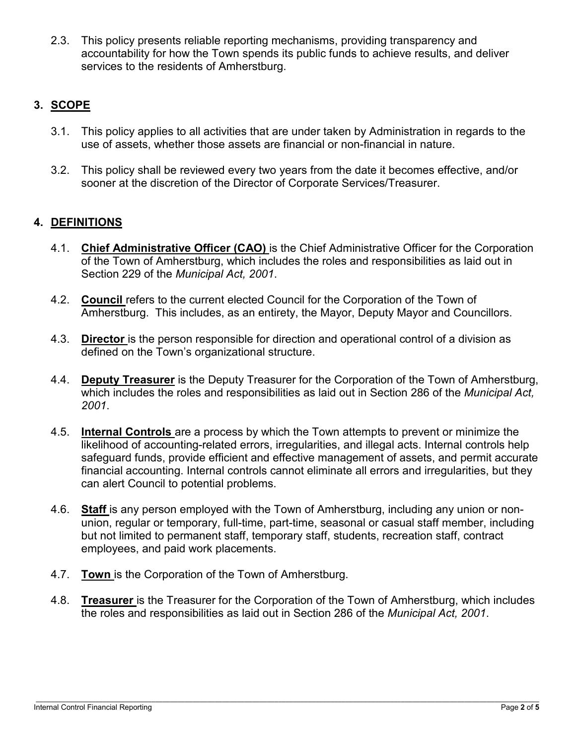2.3. This policy presents reliable reporting mechanisms, providing transparency and accountability for how the Town spends its public funds to achieve results, and deliver services to the residents of Amherstburg.

## 3. SCOPE

3.1. This policy applies to all activities that are under taken by Administration in regards to the use of assets, whether those assets are financial or non-financial in nature.

3.2. This policy shall be reviewed every two years from the date it becomes effective, and/or sooner at the discretion of the Director of Corporate Services/Treasurer.

## 4. DEFINITIONS

4.1. **Chief Administrative Officer (CAO)** is the Chief Administrative Officer for the Corporation of the Town of Amherstburg, which includes the roles and responsibilities as laid out in Section 229 of the *Municipal Act, 2001*.

4.2. **Council** refers to the current elected Council for the Corporation of the Town of Amherstburg. This includes, as an entirety, the Mayor, Deputy Mayor and Councillors.

4.3. **Director** is the person responsible for direction and operational control of a division as defined on the Town's organizational structure.

4.4. **Deputy Treasurer** is the Deputy Treasurer for the Corporation of the Town of Amherstburg, which includes the roles and responsibilities as laid out in Section 286 of the *Municipal Act, 2001*.

4.5. **Internal Controls** are a process by which the Town attempts to prevent or minimize the likelihood of accounting-related errors, irregularities, and illegal acts. Internal controls help safeguard funds, provide efficient and effective management of assets, and permit accurate financial accounting. Internal controls cannot eliminate all errors and irregularities, but they can alert Council to potential problems.

4.6. **Staff** is any person employed with the Town of Amherstburg, including any union or non-union, regular or temporary, full-time, part-time, seasonal or casual staff member, including but not limited to permanent staff, temporary staff, students, recreation staff, contract employees, and paid work placements.

4.7. **Town** is the Corporation of the Town of Amherstburg.

4.8. **Treasurer** is the Treasurer for the Corporation of the Town of Amherstburg, which includes the roles and responsibilities as laid out in Section 286 of the *Municipal Act, 2001*.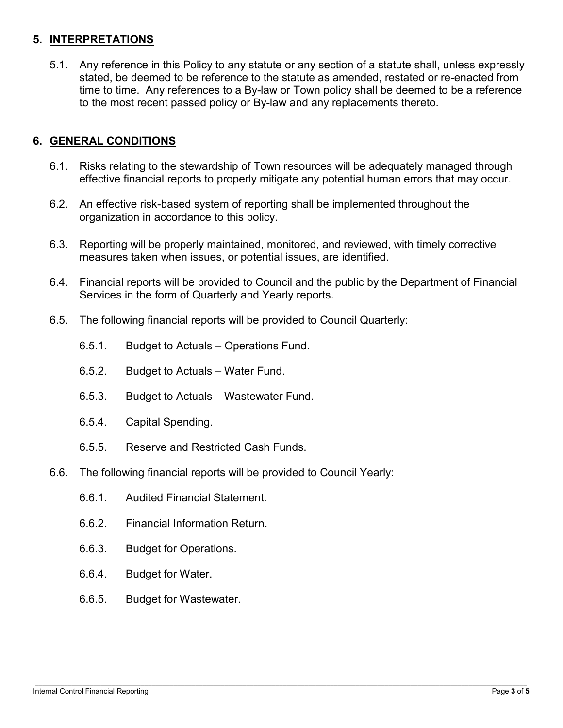## 5. INTERPRETATIONS

5.1. Any reference in this Policy to any statute or any section of a statute shall, unless expressly stated, be deemed to be reference to the statute as amended, restated or re-enacted from time to time. Any references to a By-law or Town policy shall be deemed to be a reference to the most recent passed policy or By-law and any replacements thereto.

## 6. GENERAL CONDITIONS

6.1. Risks relating to the stewardship of Town resources will be adequately managed through effective financial reports to properly mitigate any potential human errors that may occur.

6.2. An effective risk-based system of reporting shall be implemented throughout the organization in accordance to this policy.

6.3. Reporting will be properly maintained, monitored, and reviewed, with timely corrective measures taken when issues, or potential issues, are identified.

6.4. Financial reports will be provided to Council and the public by the Department of Financial Services in the form of Quarterly and Yearly reports.

6.5. The following financial reports will be provided to Council Quarterly:

6.5.1. Budget to Actuals – Operations Fund.

6.5.2. Budget to Actuals – Water Fund.

6.5.3. Budget to Actuals – Wastewater Fund.

6.5.4. Capital Spending.

6.5.5. Reserve and Restricted Cash Funds.

6.6. The following financial reports will be provided to Council Yearly:

6.6.1. Audited Financial Statement.

6.6.2. Financial Information Return.

6.6.3. Budget for Operations.

6.6.4. Budget for Water.

6.6.5. Budget for Wastewater.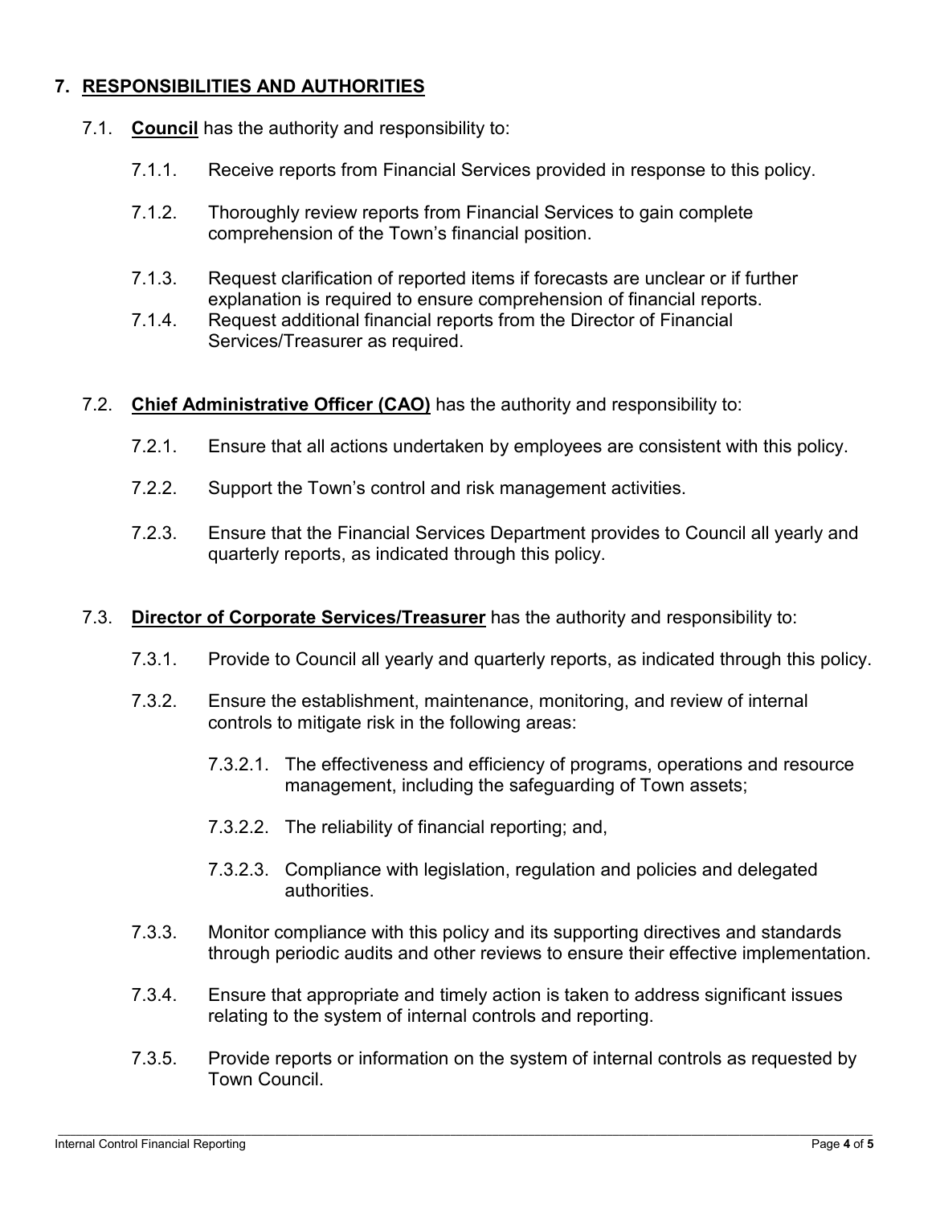## 7. RESPONSIBILITIES AND AUTHORITIES

7.1. **Council** has the authority and responsibility to:

7.1.1. Receive reports from Financial Services provided in response to this policy.

7.1.2. Thoroughly review reports from Financial Services to gain complete comprehension of the Town's financial position.

7.1.3. Request clarification of reported items if forecasts are unclear or if further explanation is required to ensure comprehension of financial reports.

7.1.4. Request additional financial reports from the Director of Financial Services/Treasurer as required.

7.2. **Chief Administrative Officer (CAO)** has the authority and responsibility to:

7.2.1. Ensure that all actions undertaken by employees are consistent with this policy.

7.2.2. Support the Town's control and risk management activities.

7.2.3. Ensure that the Financial Services Department provides to Council all yearly and quarterly reports, as indicated through this policy.

7.3. **Director of Corporate Services/Treasurer** has the authority and responsibility to:

7.3.1. Provide to Council all yearly and quarterly reports, as indicated through this policy.

7.3.2. Ensure the establishment, maintenance, monitoring, and review of internal controls to mitigate risk in the following areas:

7.3.2.1. The effectiveness and efficiency of programs, operations and resource management, including the safeguarding of Town assets;

7.3.2.2. The reliability of financial reporting; and,

7.3.2.3. Compliance with legislation, regulation and policies and delegated authorities.

7.3.3. Monitor compliance with this policy and its supporting directives and standards through periodic audits and other reviews to ensure their effective implementation.

7.3.4. Ensure that appropriate and timely action is taken to address significant issues relating to the system of internal controls and reporting.

7.3.5. Provide reports or information on the system of internal controls as requested by Town Council.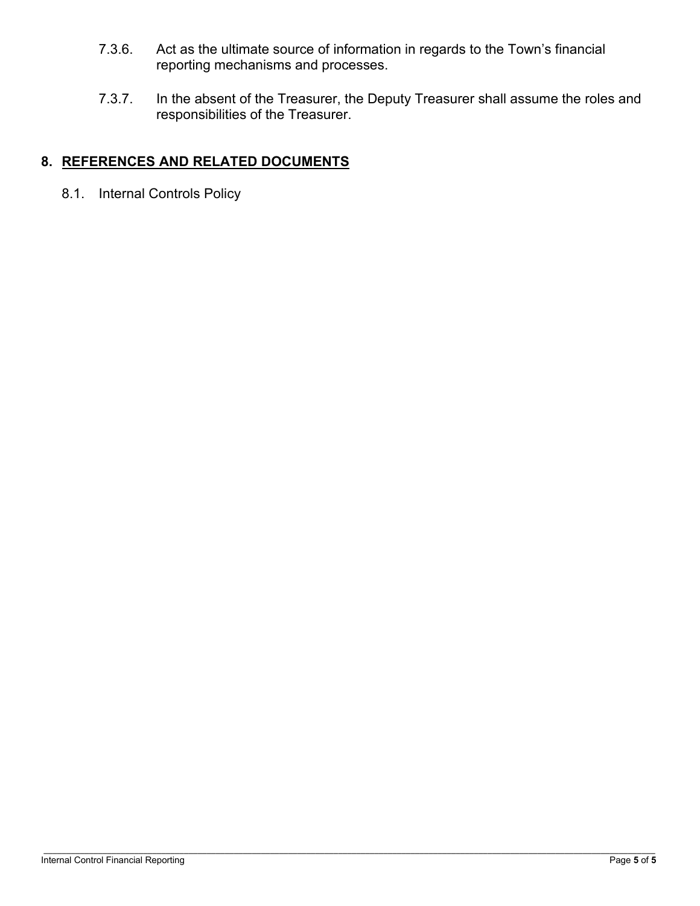7.3.6. Act as the ultimate source of information in regards to the Town's financial reporting mechanisms and processes.

7.3.7. In the absent of the Treasurer, the Deputy Treasurer shall assume the roles and responsibilities of the Treasurer.

## 8. REFERENCES AND RELATED DOCUMENTS

8.1. Internal Controls Policy